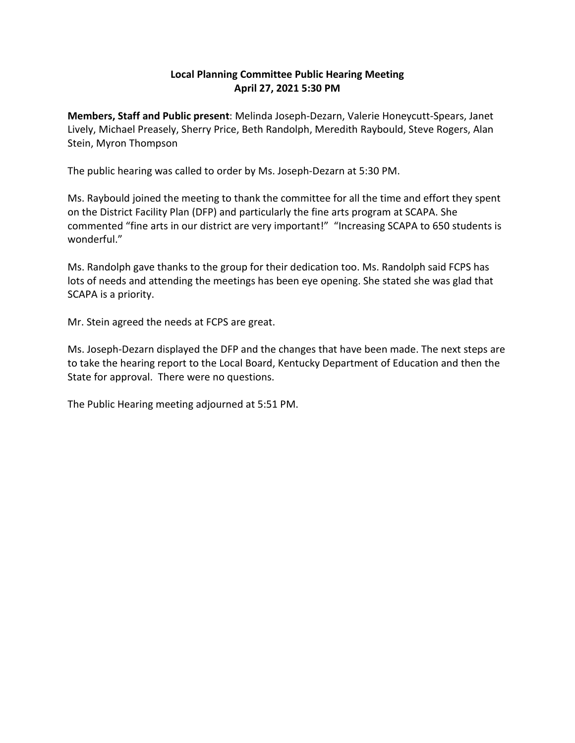# Local Planning Committee Public Hearing Meeting
## April 27, 2021 5:30 PM

**Members, Staff and Public present**: Melinda Joseph-Dezarn, Valerie Honeycutt-Spears, Janet Lively, Michael Preasely, Sherry Price, Beth Randolph, Meredith Raybould, Steve Rogers, Alan Stein, Myron Thompson

The public hearing was called to order by Ms. Joseph-Dezarn at 5:30 PM.

Ms. Raybould joined the meeting to thank the committee for all the time and effort they spent on the District Facility Plan (DFP) and particularly the fine arts program at SCAPA. She commented "fine arts in our district are very important!" "Increasing SCAPA to 650 students is wonderful."

Ms. Randolph gave thanks to the group for their dedication too. Ms. Randolph said FCPS has lots of needs and attending the meetings has been eye opening. She stated she was glad that SCAPA is a priority.

Mr. Stein agreed the needs at FCPS are great.

Ms. Joseph-Dezarn displayed the DFP and the changes that have been made. The next steps are to take the hearing report to the Local Board, Kentucky Department of Education and then the State for approval. There were no questions.

The Public Hearing meeting adjourned at 5:51 PM.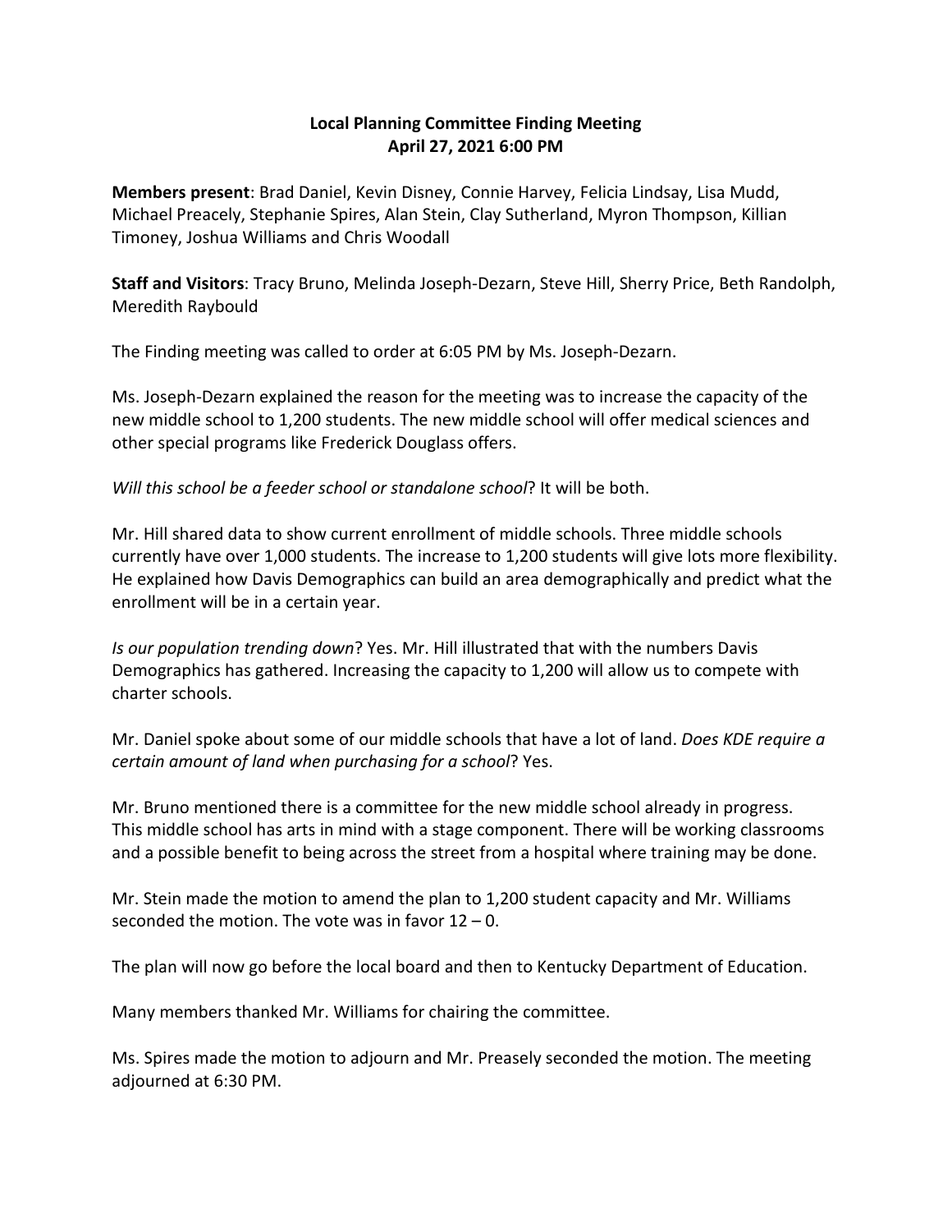**Local Planning Committee Finding Meeting**
**April 27, 2021 6:00 PM**

**Members present**: Brad Daniel, Kevin Disney, Connie Harvey, Felicia Lindsay, Lisa Mudd, Michael Preacely, Stephanie Spires, Alan Stein, Clay Sutherland, Myron Thompson, Killian Timoney, Joshua Williams and Chris Woodall

**Staff and Visitors**: Tracy Bruno, Melinda Joseph-Dezarn, Steve Hill, Sherry Price, Beth Randolph, Meredith Raybould

The Finding meeting was called to order at 6:05 PM by Ms. Joseph-Dezarn.

Ms. Joseph-Dezarn explained the reason for the meeting was to increase the capacity of the new middle school to 1,200 students. The new middle school will offer medical sciences and other special programs like Frederick Douglass offers.

*Will this school be a feeder school or standalone school*? It will be both.

Mr. Hill shared data to show current enrollment of middle schools. Three middle schools currently have over 1,000 students. The increase to 1,200 students will give lots more flexibility. He explained how Davis Demographics can build an area demographically and predict what the enrollment will be in a certain year.

*Is our population trending down*? Yes. Mr. Hill illustrated that with the numbers Davis Demographics has gathered. Increasing the capacity to 1,200 will allow us to compete with charter schools.

Mr. Daniel spoke about some of our middle schools that have a lot of land. *Does KDE require a certain amount of land when purchasing for a school*? Yes.

Mr. Bruno mentioned there is a committee for the new middle school already in progress. This middle school has arts in mind with a stage component. There will be working classrooms and a possible benefit to being across the street from a hospital where training may be done.

Mr. Stein made the motion to amend the plan to 1,200 student capacity and Mr. Williams seconded the motion. The vote was in favor 12 – 0.

The plan will now go before the local board and then to Kentucky Department of Education.

Many members thanked Mr. Williams for chairing the committee.

Ms. Spires made the motion to adjourn and Mr. Preasely seconded the motion. The meeting adjourned at 6:30 PM.